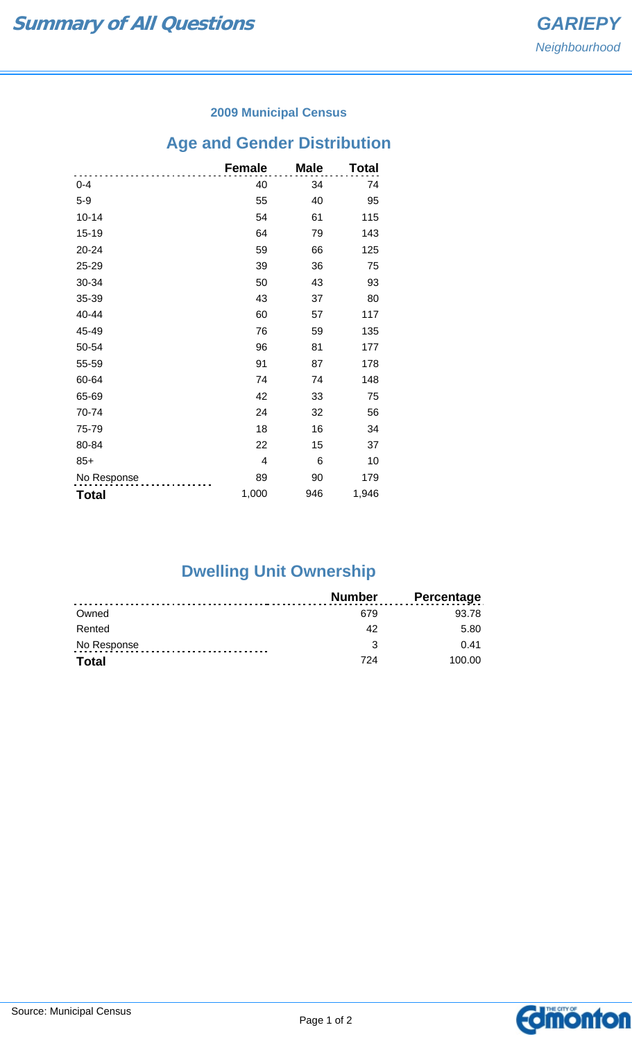# Summary of All Questions

**GARIEPY**
*Neighbourhood*

### 2009 Municipal Census

## Age and Gender Distribution

| | Female | Male | Total |
|---|---|---|---|
| 0-4 | 40 | 34 | 74 |
| 5-9 | 55 | 40 | 95 |
| 10-14 | 54 | 61 | 115 |
| 15-19 | 64 | 79 | 143 |
| 20-24 | 59 | 66 | 125 |
| 25-29 | 39 | 36 | 75 |
| 30-34 | 50 | 43 | 93 |
| 35-39 | 43 | 37 | 80 |
| 40-44 | 60 | 57 | 117 |
| 45-49 | 76 | 59 | 135 |
| 50-54 | 96 | 81 | 177 |
| 55-59 | 91 | 87 | 178 |
| 60-64 | 74 | 74 | 148 |
| 65-69 | 42 | 33 | 75 |
| 70-74 | 24 | 32 | 56 |
| 75-79 | 18 | 16 | 34 |
| 80-84 | 22 | 15 | 37 |
| 85+ | 4 | 6 | 10 |
| No Response | 89 | 90 | 179 |
| **Total** | 1,000 | 946 | 1,946 |

## Dwelling Unit Ownership

| | Number | Percentage |
|---|---|---|
| Owned | 679 | 93.78 |
| Rented | 42 | 5.80 |
| No Response | 3 | 0.41 |
| **Total** | 724 | 100.00 |

Source: Municipal Census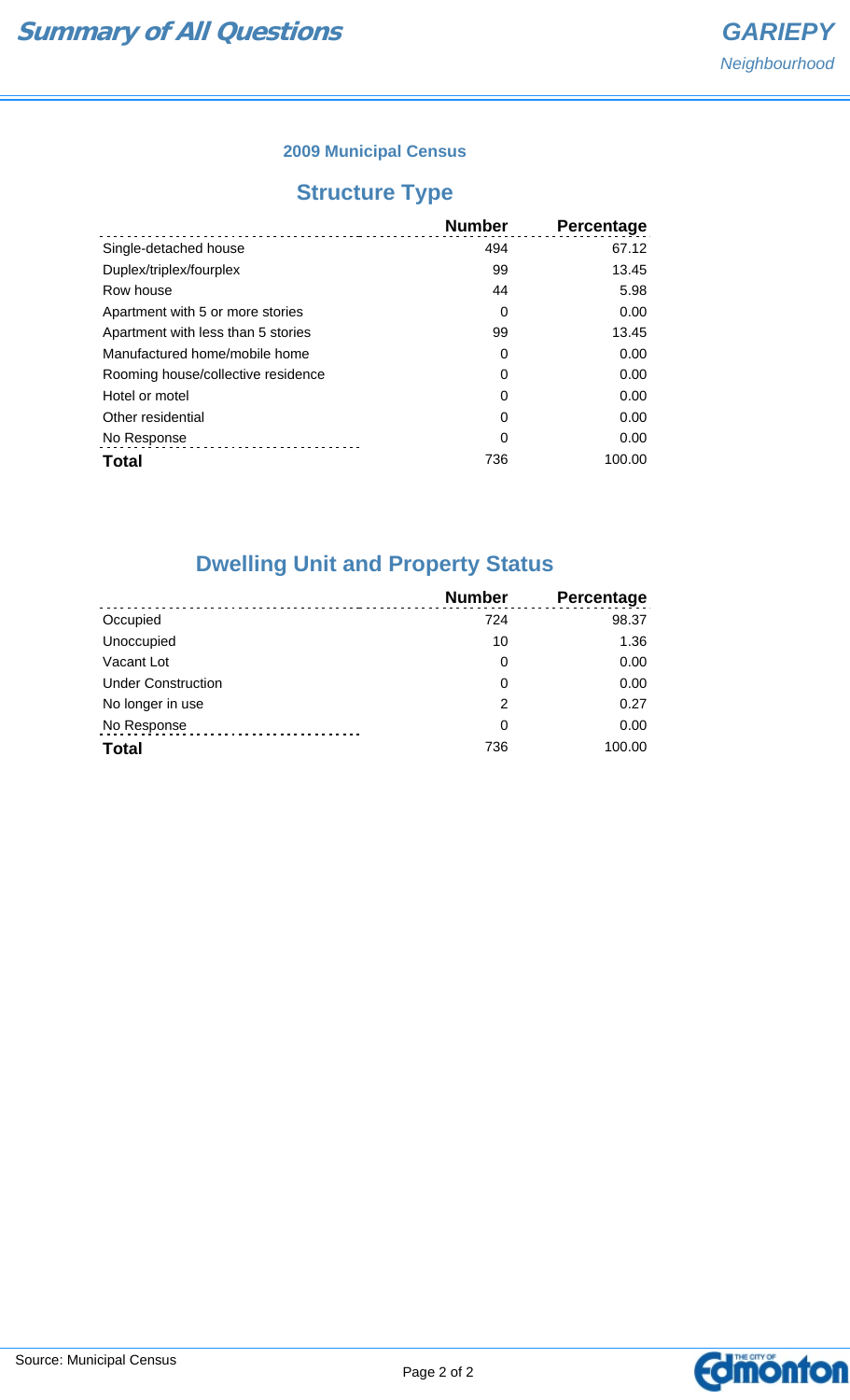# Summary of All Questions

## GARIEPY

*Neighbourhood*

### 2009 Municipal Census

## Structure Type

| | Number | Percentage |
|---|---|---|
| Single-detached house | 494 | 67.12 |
| Duplex/triplex/fourplex | 99 | 13.45 |
| Row house | 44 | 5.98 |
| Apartment with 5 or more stories | 0 | 0.00 |
| Apartment with less than 5 stories | 99 | 13.45 |
| Manufactured home/mobile home | 0 | 0.00 |
| Rooming house/collective residence | 0 | 0.00 |
| Hotel or motel | 0 | 0.00 |
| Other residential | 0 | 0.00 |
| No Response | 0 | 0.00 |
| **Total** | 736 | 100.00 |

## Dwelling Unit and Property Status

| | Number | Percentage |
|---|---|---|
| Occupied | 724 | 98.37 |
| Unoccupied | 10 | 1.36 |
| Vacant Lot | 0 | 0.00 |
| Under Construction | 0 | 0.00 |
| No longer in use | 2 | 0.27 |
| No Response | 0 | 0.00 |
| **Total** | 736 | 100.00 |

Source: Municipal Census